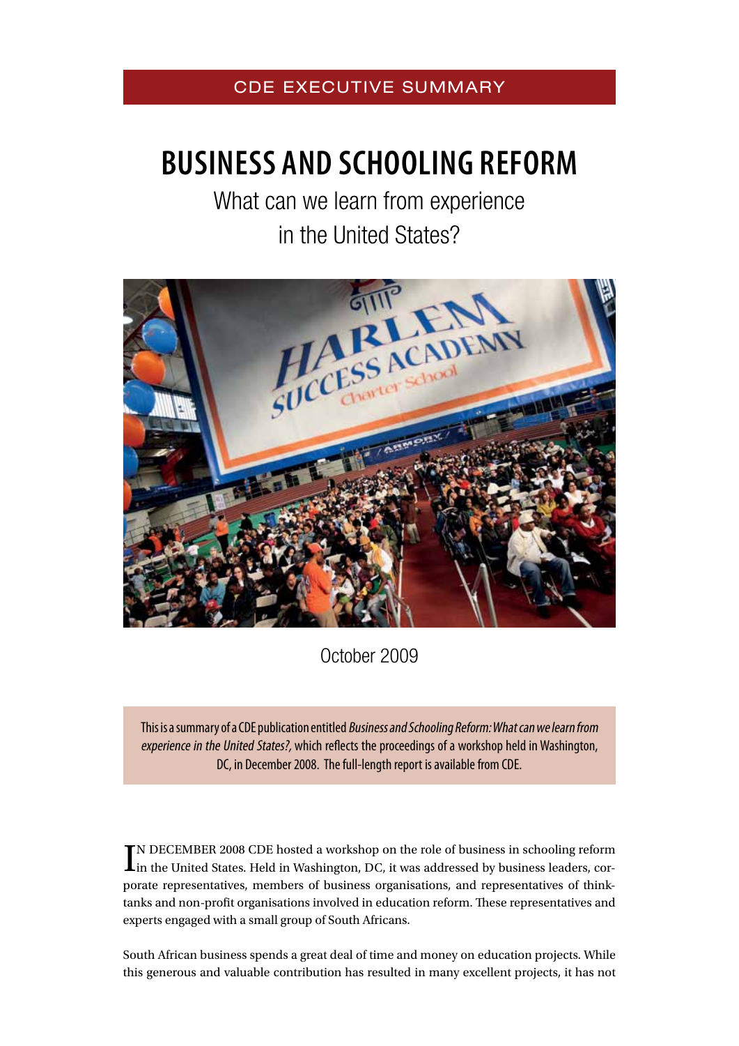CDE EXECUTIVE SUMMARY

# BUSINESS AND SCHOOLING REFORM

## What can we learn from experience in the United States?

October 2009

This is a summary of a CDE publication entitled *Business and Schooling Reform: What can we learn from experience in the United States?,* which reflects the proceedings of a workshop held in Washington, DC, in December 2008. The full-length report is available from CDE.

IN DECEMBER 2008 CDE hosted a workshop on the role of business in schooling reform in the United States. Held in Washington, DC, it was addressed by business leaders, corporate representatives, members of business organisations, and representatives of think-tanks and non-profit organisations involved in education reform. These representatives and experts engaged with a small group of South Africans.

South African business spends a great deal of time and money on education projects. While this generous and valuable contribution has resulted in many excellent projects, it has not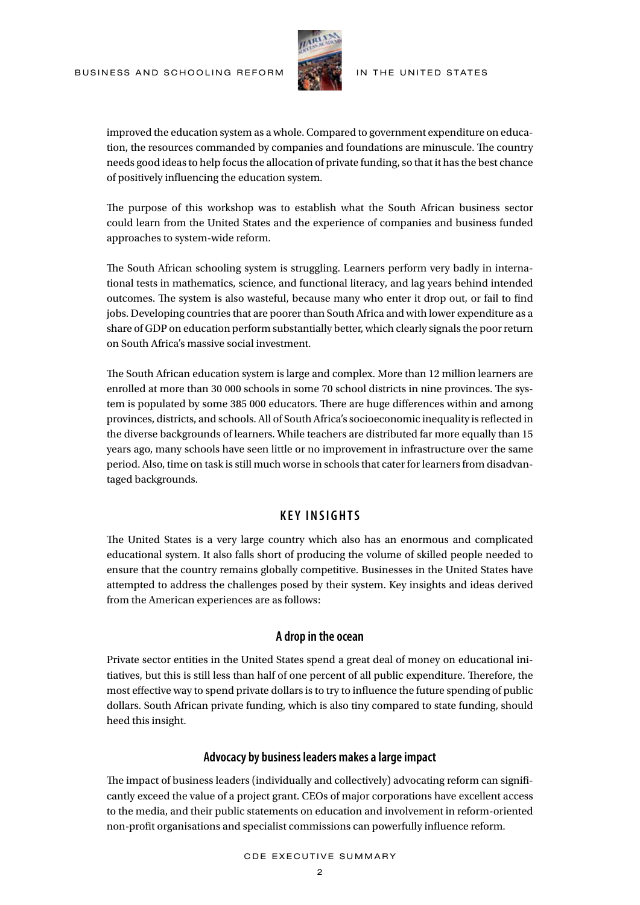improved the education system as a whole. Compared to government expenditure on education, the resources commanded by companies and foundations are minuscule. The country needs good ideas to help focus the allocation of private funding, so that it has the best chance of positively influencing the education system.

The purpose of this workshop was to establish what the South African business sector could learn from the United States and the experience of companies and business funded approaches to system-wide reform.

The South African schooling system is struggling. Learners perform very badly in international tests in mathematics, science, and functional literacy, and lag years behind intended outcomes. The system is also wasteful, because many who enter it drop out, or fail to find jobs. Developing countries that are poorer than South Africa and with lower expenditure as a share of GDP on education perform substantially better, which clearly signals the poor return on South Africa's massive social investment.

The South African education system is large and complex. More than 12 million learners are enrolled at more than 30 000 schools in some 70 school districts in nine provinces. The system is populated by some 385 000 educators. There are huge differences within and among provinces, districts, and schools. All of South Africa's socioeconomic inequality is reflected in the diverse backgrounds of learners. While teachers are distributed far more equally than 15 years ago, many schools have seen little or no improvement in infrastructure over the same period. Also, time on task is still much worse in schools that cater for learners from disadvantaged backgrounds.

## KEY INSIGHTS

The United States is a very large country which also has an enormous and complicated educational system. It also falls short of producing the volume of skilled people needed to ensure that the country remains globally competitive. Businesses in the United States have attempted to address the challenges posed by their system. Key insights and ideas derived from the American experiences are as follows:

### A drop in the ocean

Private sector entities in the United States spend a great deal of money on educational initiatives, but this is still less than half of one percent of all public expenditure. Therefore, the most effective way to spend private dollars is to try to influence the future spending of public dollars. South African private funding, which is also tiny compared to state funding, should heed this insight.

### Advocacy by business leaders makes a large impact

The impact of business leaders (individually and collectively) advocating reform can significantly exceed the value of a project grant. CEOs of major corporations have excellent access to the media, and their public statements on education and involvement in reform-oriented non-profit organisations and specialist commissions can powerfully influence reform.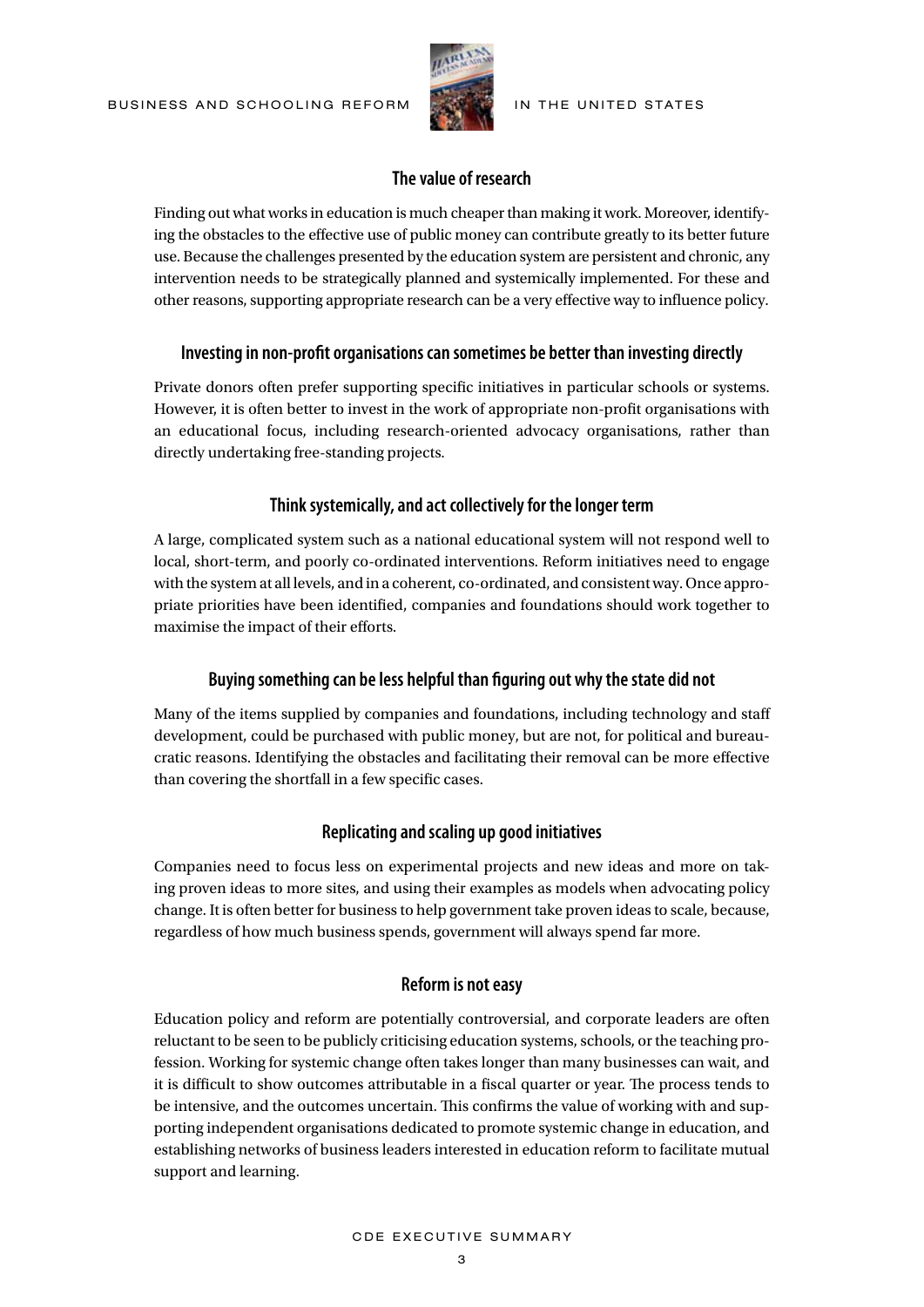## The value of research

Finding out what works in education is much cheaper than making it work. Moreover, identifying the obstacles to the effective use of public money can contribute greatly to its better future use. Because the challenges presented by the education system are persistent and chronic, any intervention needs to be strategically planned and systemically implemented. For these and other reasons, supporting appropriate research can be a very effective way to influence policy.

## Investing in non-profit organisations can sometimes be better than investing directly

Private donors often prefer supporting specific initiatives in particular schools or systems. However, it is often better to invest in the work of appropriate non-profit organisations with an educational focus, including research-oriented advocacy organisations, rather than directly undertaking free-standing projects.

## Think systemically, and act collectively for the longer term

A large, complicated system such as a national educational system will not respond well to local, short-term, and poorly co-ordinated interventions. Reform initiatives need to engage with the system at all levels, and in a coherent, co-ordinated, and consistent way. Once appropriate priorities have been identified, companies and foundations should work together to maximise the impact of their efforts.

## Buying something can be less helpful than figuring out why the state did not

Many of the items supplied by companies and foundations, including technology and staff development, could be purchased with public money, but are not, for political and bureaucratic reasons. Identifying the obstacles and facilitating their removal can be more effective than covering the shortfall in a few specific cases.

## Replicating and scaling up good initiatives

Companies need to focus less on experimental projects and new ideas and more on taking proven ideas to more sites, and using their examples as models when advocating policy change. It is often better for business to help government take proven ideas to scale, because, regardless of how much business spends, government will always spend far more.

## Reform is not easy

Education policy and reform are potentially controversial, and corporate leaders are often reluctant to be seen to be publicly criticising education systems, schools, or the teaching profession. Working for systemic change often takes longer than many businesses can wait, and it is difficult to show outcomes attributable in a fiscal quarter or year. The process tends to be intensive, and the outcomes uncertain. This confirms the value of working with and supporting independent organisations dedicated to promote systemic change in education, and establishing networks of business leaders interested in education reform to facilitate mutual support and learning.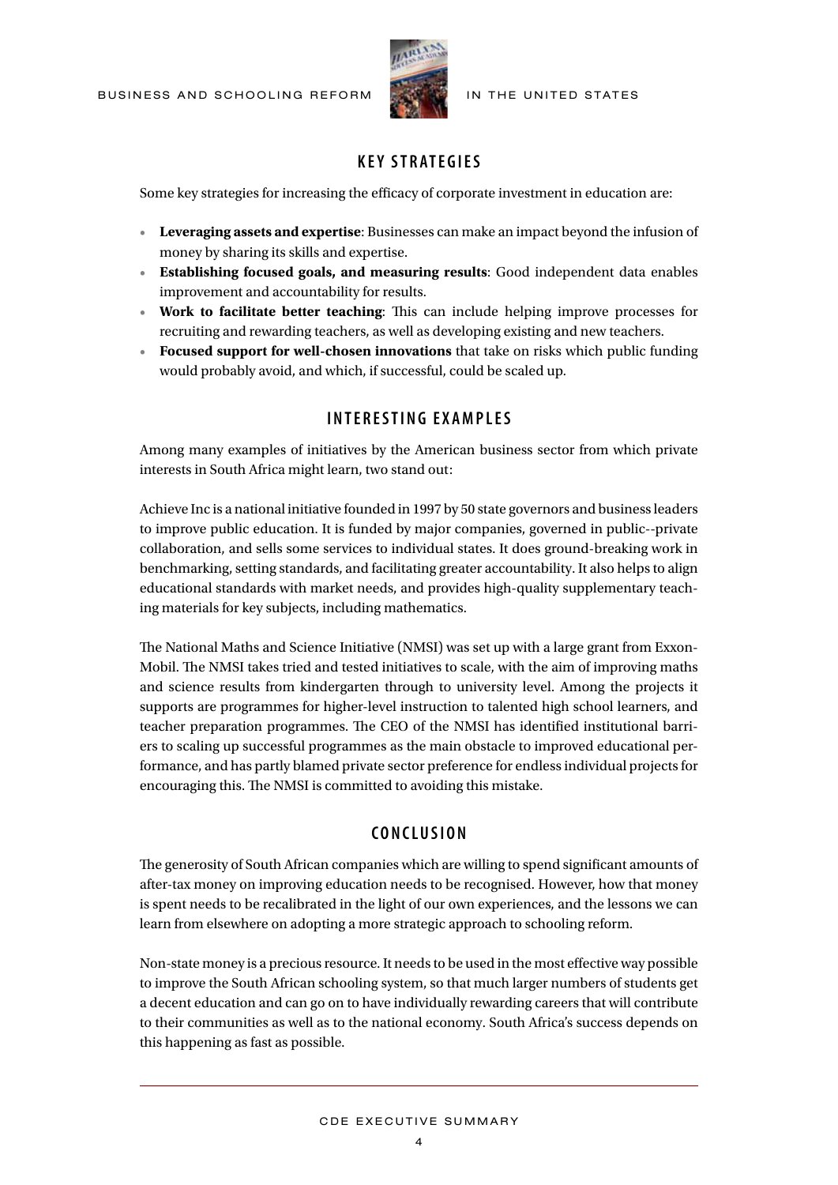## KEY STRATEGIES

Some key strategies for increasing the efficacy of corporate investment in education are:

- **Leveraging assets and expertise**: Businesses can make an impact beyond the infusion of money by sharing its skills and expertise.
- **Establishing focused goals, and measuring results**: Good independent data enables improvement and accountability for results.
- **Work to facilitate better teaching**: This can include helping improve processes for recruiting and rewarding teachers, as well as developing existing and new teachers.
- **Focused support for well-chosen innovations** that take on risks which public funding would probably avoid, and which, if successful, could be scaled up.

## INTERESTING EXAMPLES

Among many examples of initiatives by the American business sector from which private interests in South Africa might learn, two stand out:

Achieve Inc is a national initiative founded in 1997 by 50 state governors and business leaders to improve public education. It is funded by major companies, governed in public--private collaboration, and sells some services to individual states. It does ground-breaking work in benchmarking, setting standards, and facilitating greater accountability. It also helps to align educational standards with market needs, and provides high-quality supplementary teaching materials for key subjects, including mathematics.

The National Maths and Science Initiative (NMSI) was set up with a large grant from Exxon-Mobil. The NMSI takes tried and tested initiatives to scale, with the aim of improving maths and science results from kindergarten through to university level. Among the projects it supports are programmes for higher-level instruction to talented high school learners, and teacher preparation programmes. The CEO of the NMSI has identified institutional barriers to scaling up successful programmes as the main obstacle to improved educational performance, and has partly blamed private sector preference for endless individual projects for encouraging this. The NMSI is committed to avoiding this mistake.

## CONCLUSION

The generosity of South African companies which are willing to spend significant amounts of after-tax money on improving education needs to be recognised. However, how that money is spent needs to be recalibrated in the light of our own experiences, and the lessons we can learn from elsewhere on adopting a more strategic approach to schooling reform.

Non-state money is a precious resource. It needs to be used in the most effective way possible to improve the South African schooling system, so that much larger numbers of students get a decent education and can go on to have individually rewarding careers that will contribute to their communities as well as to the national economy. South Africa's success depends on this happening as fast as possible.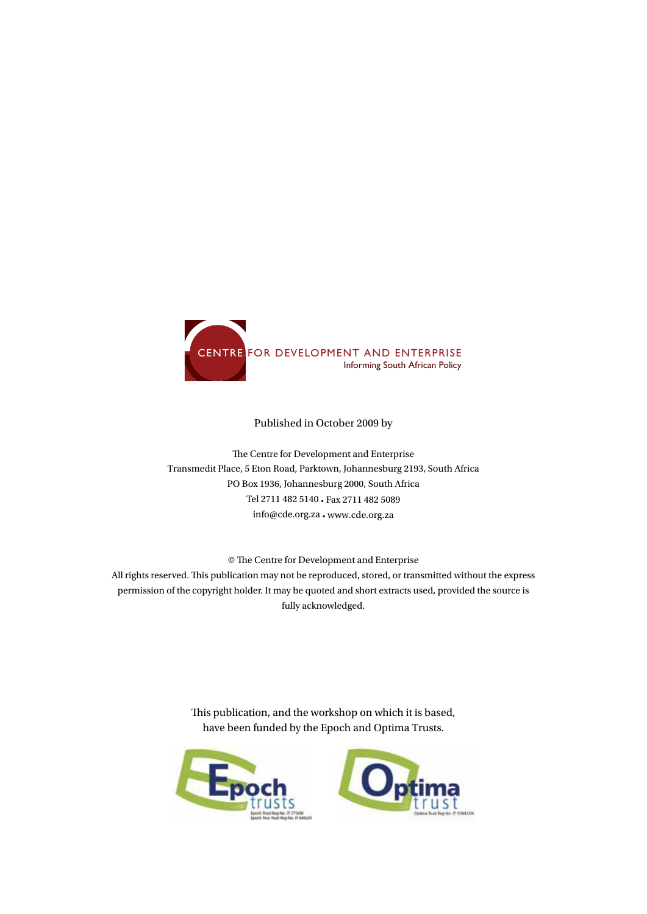CENTRE FOR DEVELOPMENT AND ENTERPRISE

Informing South African Policy

Published in October 2009 by

The Centre for Development and Enterprise
Transmedit Place, 5 Eton Road, Parktown, Johannesburg 2193, South Africa
PO Box 1936, Johannesburg 2000, South Africa
Tel 2711 482 5140 • Fax 2711 482 5089
info@cde.org.za • www.cde.org.za

© The Centre for Development and Enterprise
All rights reserved. This publication may not be reproduced, stored, or transmitted without the express permission of the copyright holder. It may be quoted and short extracts used, provided the source is fully acknowledged.

This publication, and the workshop on which it is based, have been funded by the Epoch and Optima Trusts.

Epoch trusts
Epoch Trust Reg No. IT 775/06
Epoch Two Trust Reg No. IT 6450/0

Optima trust
Optima Trust Reg No. IT 10441/06